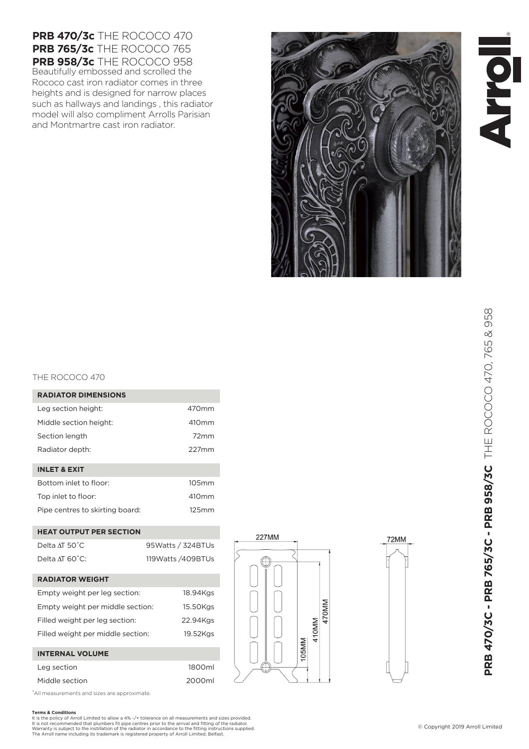# **PRB 470/3c** THE ROCOCO 470
# **PRB 765/3c** THE ROCOCO 765
# **PRB 958/3c** THE ROCOCO 958

Beautifully embossed and scrolled the Rococo cast iron radiator comes in three heights and is designed for narrow places such as hallways and landings , this radiator model will also compliment Arrolls Parisian and Montmartre cast iron radiator.

**PRB 470/3C - PRB 765/3C - PRB 958/3C** THE ROCOCO 470, 765 & 958

THE ROCOCO 470

| **RADIATOR DIMENSIONS** | |
|---|---|
| Leg section height: | 470mm |
| Middle section height: | 410mm |
| Section length | 72mm |
| Radiator depth: | 227mm |
| **INLET & EXIT** | |
| Bottom inlet to floor: | 105mm |
| Top inlet to floor: | 410mm |
| Pipe centres to skirting board: | 125mm |
| **HEAT OUTPUT PER SECTION** | |
| Delta ΔT 50˚C | 95Watts / 324BTUs |
| Delta ΔT 60˚C: | 119Watts /409BTUs |
| **RADIATOR WEIGHT** | |
| Empty weight per leg section: | 18.94Kgs |
| Empty weight per middle section: | 15.50Kgs |
| Filled weight per leg section: | 22.94Kgs |
| Filled weight per middle section: | 19.52Kgs |
| **INTERNAL VOLUME** | |
| Leg section | 1800ml |
| Middle section | 2000ml |

*All measurements and sizes are approximate.

227MM, 470MM, 410MM, 105MM, 72MM

**Terms & Conditions**
It is the policy of Arroll Limited to allow a 4% -/+ tolerance on all measurements and sizes provided.
It is not recommended that plumbers fit pipe centres prior to the arrival and fitting of the radiator.
Warranty is subject to the instillation of the radiator in accordance to the fitting instructions supplied.
The Arroll name including its trademark is registered property of Arroll Limited, Belfast.

© Copyright 2019 Arroll Limited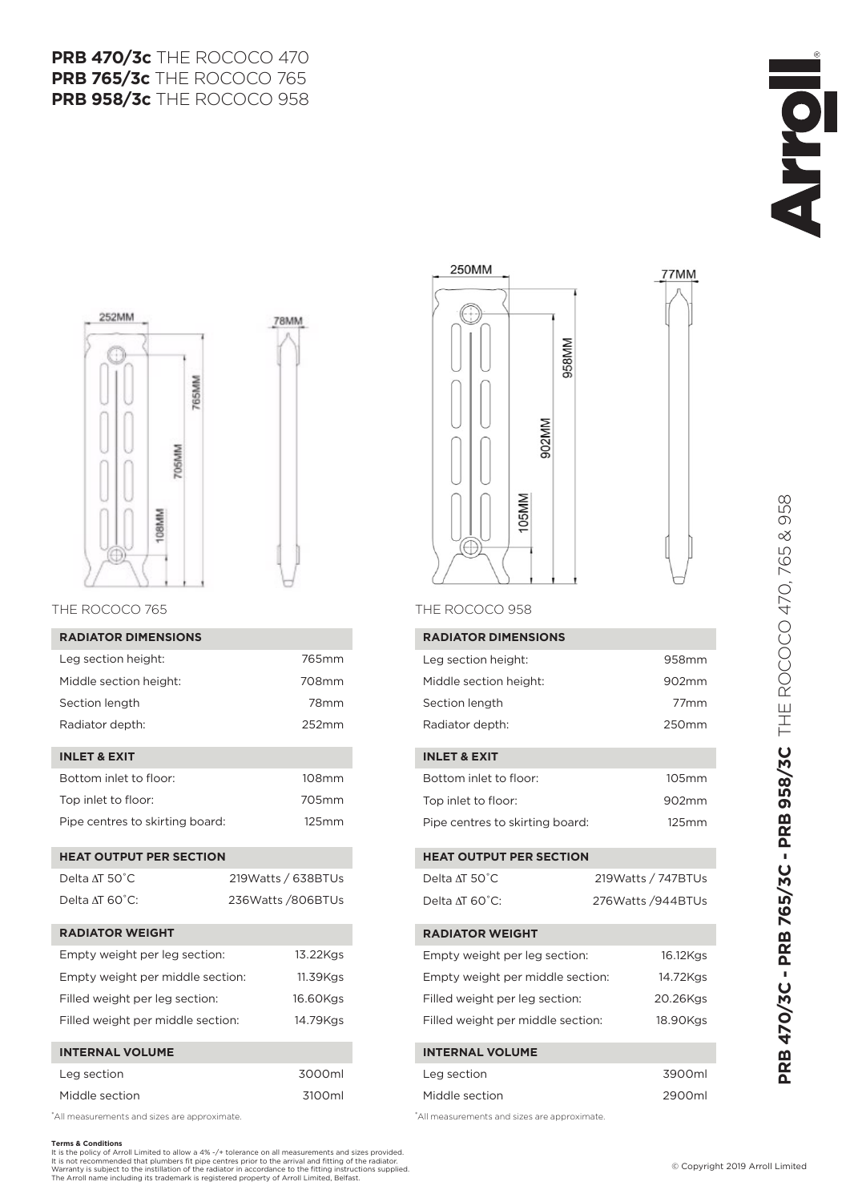**PRB 470/3c** THE ROCOCO 470
**PRB 765/3c** THE ROCOCO 765
**PRB 958/3c** THE ROCOCO 958

252MM
78MM
765MM
705MM
108MM

250MM
77MM
958MM
902MM
105MM

## THE ROCOCO 765

| RADIATOR DIMENSIONS | |
|---|---|
| Leg section height: | 765mm |
| Middle section height: | 708mm |
| Section length | 78mm |
| Radiator depth: | 252mm |

| INLET & EXIT | |
|---|---|
| Bottom inlet to floor: | 108mm |
| Top inlet to floor: | 705mm |
| Pipe centres to skirting board: | 125mm |

| HEAT OUTPUT PER SECTION | |
|---|---|
| Delta ΔT 50˚C | 219Watts / 638BTUs |
| Delta ΔT 60˚C: | 236Watts /806BTUs |

| RADIATOR WEIGHT | |
|---|---|
| Empty weight per leg section: | 13.22Kgs |
| Empty weight per middle section: | 11.39Kgs |
| Filled weight per leg section: | 16.60Kgs |
| Filled weight per middle section: | 14.79Kgs |

| INTERNAL VOLUME | |
|---|---|
| Leg section | 3000ml |
| Middle section | 3100ml |

*All measurements and sizes are approximate.

## THE ROCOCO 958

| RADIATOR DIMENSIONS | |
|---|---|
| Leg section height: | 958mm |
| Middle section height: | 902mm |
| Section length | 77mm |
| Radiator depth: | 250mm |

| INLET & EXIT | |
|---|---|
| Bottom inlet to floor: | 105mm |
| Top inlet to floor: | 902mm |
| Pipe centres to skirting board: | 125mm |

| HEAT OUTPUT PER SECTION | |
|---|---|
| Delta ΔT 50˚C | 219Watts / 747BTUs |
| Delta ΔT 60˚C: | 276Watts /944BTUs |

| RADIATOR WEIGHT | |
|---|---|
| Empty weight per leg section: | 16.12Kgs |
| Empty weight per middle section: | 14.72Kgs |
| Filled weight per leg section: | 20.26Kgs |
| Filled weight per middle section: | 18.90Kgs |

| INTERNAL VOLUME | |
|---|---|
| Leg section | 3900ml |
| Middle section | 2900ml |

*All measurements and sizes are approximate.

**Terms & Conditions**
It is the policy of Arroll Limited to allow a 4% -/+ tolerance on all measurements and sizes provided.
It is not recommended that plumbers fit pipe centres prior to the arrival and fitting of the radiator.
Warranty is subject to the instillation of the radiator in accordance to the fitting instructions supplied.
The Arroll name including its trademark is registered property of Arroll Limited, Belfast.

© Copyright 2019 Arroll Limited